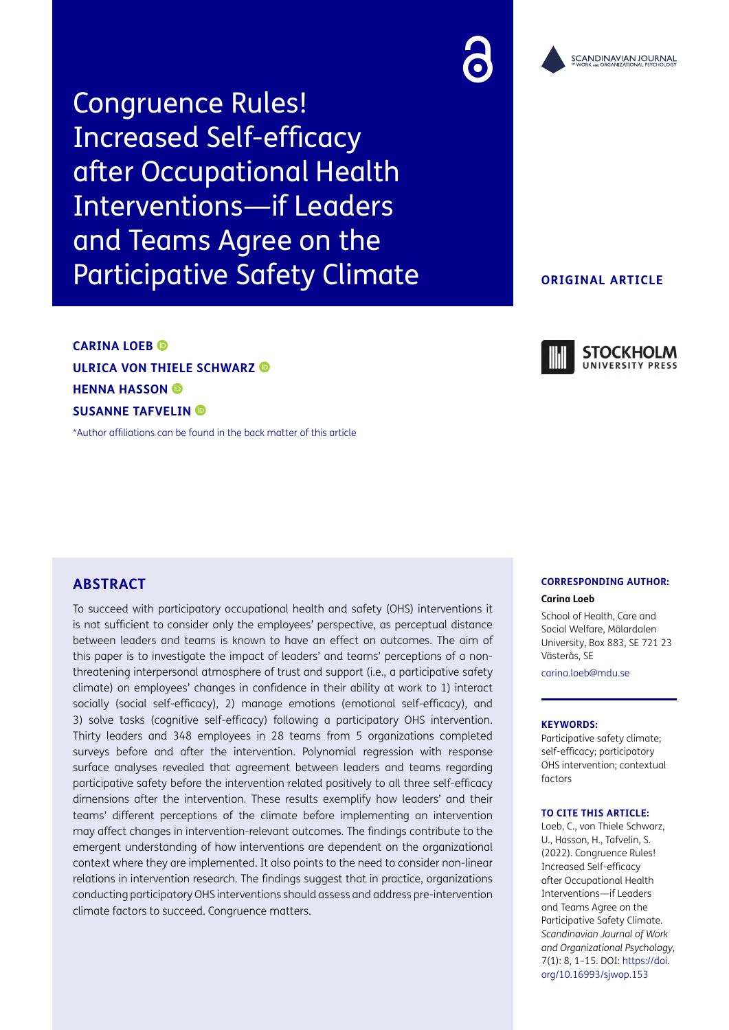# Congruence Rules! Increased Self-efficacy after Occupational Health Interventions—if Leaders and Teams Agree on the Participative Safety Climate

**ORIGINAL ARTICLE**

**CARINA LOEB**
**ULRICA VON THIELE SCHWARZ**
**HENNA HASSON**
**SUSANNE TAFVELIN**

*Author affiliations can be found in the back matter of this article

## ABSTRACT

To succeed with participatory occupational health and safety (OHS) interventions it is not sufficient to consider only the employees' perspective, as perceptual distance between leaders and teams is known to have an effect on outcomes. The aim of this paper is to investigate the impact of leaders' and teams' perceptions of a non-threatening interpersonal atmosphere of trust and support (i.e., a participative safety climate) on employees' changes in confidence in their ability at work to 1) interact socially (social self-efficacy), 2) manage emotions (emotional self-efficacy), and 3) solve tasks (cognitive self-efficacy) following a participatory OHS intervention. Thirty leaders and 348 employees in 28 teams from 5 organizations completed surveys before and after the intervention. Polynomial regression with response surface analyses revealed that agreement between leaders and teams regarding participative safety before the intervention related positively to all three self-efficacy dimensions after the intervention. These results exemplify how leaders' and their teams' different perceptions of the climate before implementing an intervention may affect changes in intervention-relevant outcomes. The findings contribute to the emergent understanding of how interventions are dependent on the organizational context where they are implemented. It also points to the need to consider non-linear relations in intervention research. The findings suggest that in practice, organizations conducting participatory OHS interventions should assess and address pre-intervention climate factors to succeed. Congruence matters.

**CORRESPONDING AUTHOR:**

**Carina Loeb**

School of Health, Care and Social Welfare, Mälardalen University, Box 883, SE 721 23 Västerås, SE

carina.loeb@mdu.se

**KEYWORDS:**

Participative safety climate; self-efficacy; participatory OHS intervention; contextual factors

**TO CITE THIS ARTICLE:**

Loeb, C., von Thiele Schwarz, U., Hasson, H., Tafvelin, S. (2022). Congruence Rules! Increased Self-efficacy after Occupational Health Interventions—if Leaders and Teams Agree on the Participative Safety Climate. *Scandinavian Journal of Work and Organizational Psychology*, 7(1): 8, 1–15. DOI: https://doi.org/10.16993/sjwop.153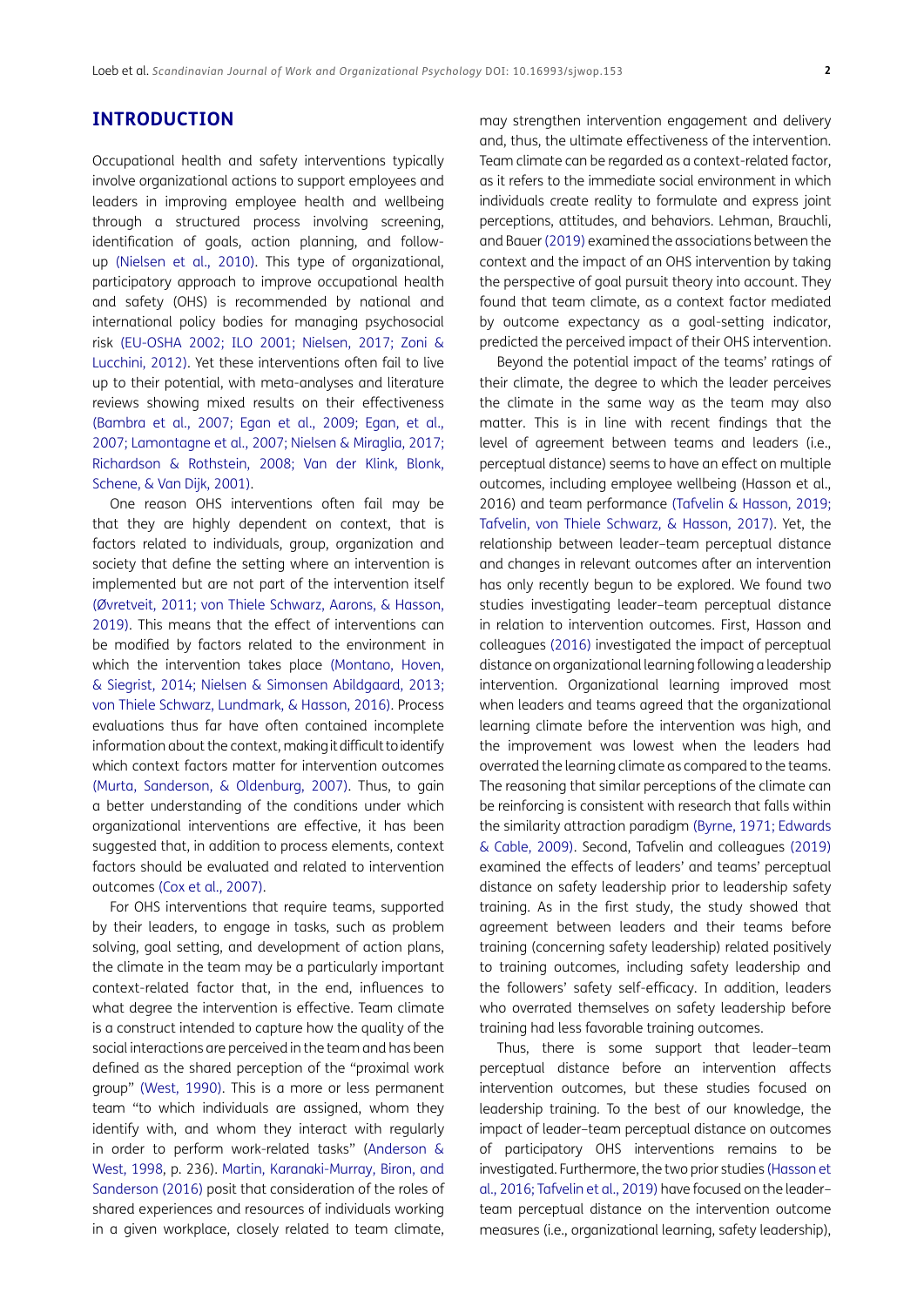## INTRODUCTION

Occupational health and safety interventions typically involve organizational actions to support employees and leaders in improving employee health and wellbeing through a structured process involving screening, identification of goals, action planning, and follow-up (Nielsen et al., 2010). This type of organizational, participatory approach to improve occupational health and safety (OHS) is recommended by national and international policy bodies for managing psychosocial risk (EU-OSHA 2002; ILO 2001; Nielsen, 2017; Zoni & Lucchini, 2012). Yet these interventions often fail to live up to their potential, with meta-analyses and literature reviews showing mixed results on their effectiveness (Bambra et al., 2007; Egan et al., 2009; Egan, et al., 2007; Lamontagne et al., 2007; Nielsen & Miraglia, 2017; Richardson & Rothstein, 2008; Van der Klink, Blonk, Schene, & Van Dijk, 2001).

One reason OHS interventions often fail may be that they are highly dependent on context, that is factors related to individuals, group, organization and society that define the setting where an intervention is implemented but are not part of the intervention itself (Øvretveit, 2011; von Thiele Schwarz, Aarons, & Hasson, 2019). This means that the effect of interventions can be modified by factors related to the environment in which the intervention takes place (Montano, Hoven, & Siegrist, 2014; Nielsen & Simonsen Abildgaard, 2013; von Thiele Schwarz, Lundmark, & Hasson, 2016). Process evaluations thus far have often contained incomplete information about the context, making it difficult to identify which context factors matter for intervention outcomes (Murta, Sanderson, & Oldenburg, 2007). Thus, to gain a better understanding of the conditions under which organizational interventions are effective, it has been suggested that, in addition to process elements, context factors should be evaluated and related to intervention outcomes (Cox et al., 2007).

For OHS interventions that require teams, supported by their leaders, to engage in tasks, such as problem solving, goal setting, and development of action plans, the climate in the team may be a particularly important context-related factor that, in the end, influences to what degree the intervention is effective. Team climate is a construct intended to capture how the quality of the social interactions are perceived in the team and has been defined as the shared perception of the "proximal work group" (West, 1990). This is a more or less permanent team "to which individuals are assigned, whom they identify with, and whom they interact with regularly in order to perform work-related tasks" (Anderson & West, 1998, p. 236). Martin, Karanaki-Murray, Biron, and Sanderson (2016) posit that consideration of the roles of shared experiences and resources of individuals working in a given workplace, closely related to team climate, may strengthen intervention engagement and delivery and, thus, the ultimate effectiveness of the intervention. Team climate can be regarded as a context-related factor, as it refers to the immediate social environment in which individuals create reality to formulate and express joint perceptions, attitudes, and behaviors. Lehman, Brauchli, and Bauer (2019) examined the associations between the context and the impact of an OHS intervention by taking the perspective of goal pursuit theory into account. They found that team climate, as a context factor mediated by outcome expectancy as a goal-setting indicator, predicted the perceived impact of their OHS intervention.

Beyond the potential impact of the teams' ratings of their climate, the degree to which the leader perceives the climate in the same way as the team may also matter. This is in line with recent findings that the level of agreement between teams and leaders (i.e., perceptual distance) seems to have an effect on multiple outcomes, including employee wellbeing (Hasson et al., 2016) and team performance (Tafvelin & Hasson, 2019; Tafvelin, von Thiele Schwarz, & Hasson, 2017). Yet, the relationship between leader–team perceptual distance and changes in relevant outcomes after an intervention has only recently begun to be explored. We found two studies investigating leader–team perceptual distance in relation to intervention outcomes. First, Hasson and colleagues (2016) investigated the impact of perceptual distance on organizational learning following a leadership intervention. Organizational learning improved most when leaders and teams agreed that the organizational learning climate before the intervention was high, and the improvement was lowest when the leaders had overrated the learning climate as compared to the teams. The reasoning that similar perceptions of the climate can be reinforcing is consistent with research that falls within the similarity attraction paradigm (Byrne, 1971; Edwards & Cable, 2009). Second, Tafvelin and colleagues (2019) examined the effects of leaders' and teams' perceptual distance on safety leadership prior to leadership safety training. As in the first study, the study showed that agreement between leaders and their teams before training (concerning safety leadership) related positively to training outcomes, including safety leadership and the followers' safety self-efficacy. In addition, leaders who overrated themselves on safety leadership before training had less favorable training outcomes.

Thus, there is some support that leader–team perceptual distance before an intervention affects intervention outcomes, but these studies focused on leadership training. To the best of our knowledge, the impact of leader–team perceptual distance on outcomes of participatory OHS interventions remains to be investigated. Furthermore, the two prior studies (Hasson et al., 2016; Tafvelin et al., 2019) have focused on the leader–team perceptual distance on the intervention outcome measures (i.e., organizational learning, safety leadership),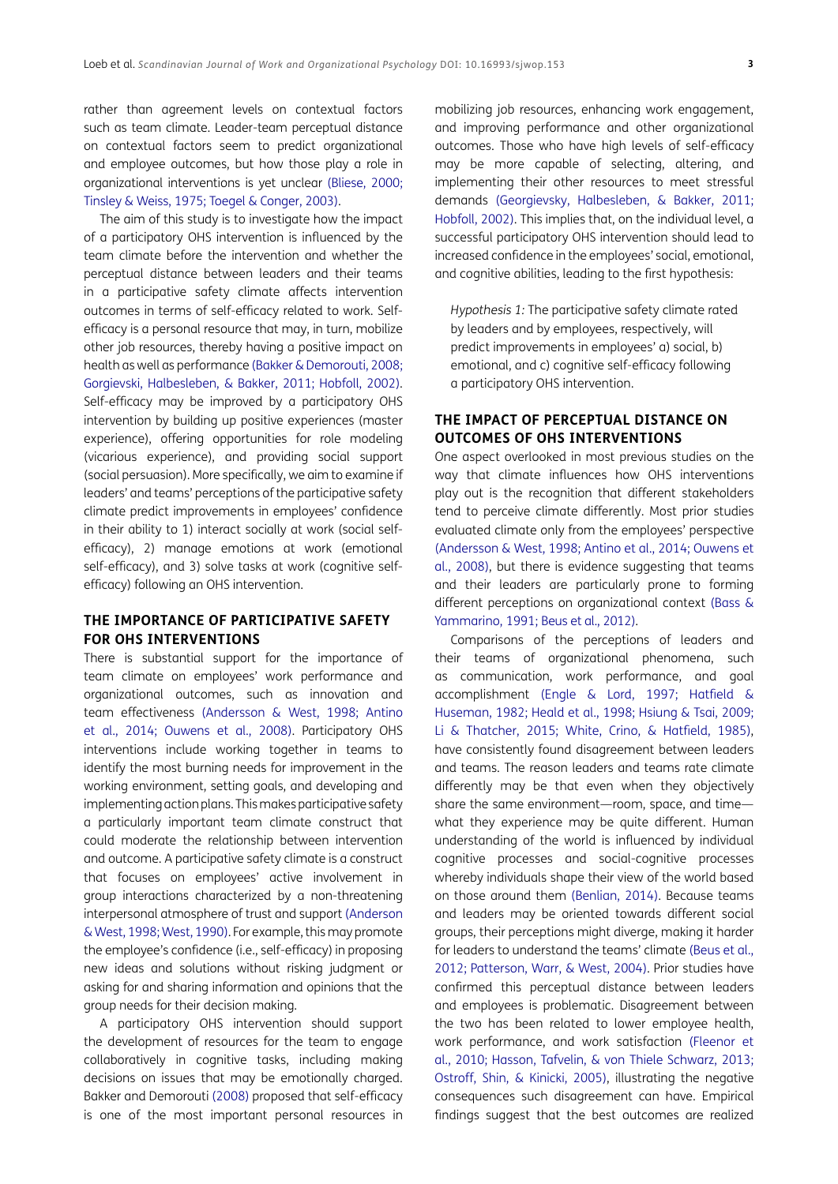rather than agreement levels on contextual factors such as team climate. Leader-team perceptual distance on contextual factors seem to predict organizational and employee outcomes, but how those play a role in organizational interventions is yet unclear (Bliese, 2000; Tinsley & Weiss, 1975; Toegel & Conger, 2003).

The aim of this study is to investigate how the impact of a participatory OHS intervention is influenced by the team climate before the intervention and whether the perceptual distance between leaders and their teams in a participative safety climate affects intervention outcomes in terms of self-efficacy related to work. Self-efficacy is a personal resource that may, in turn, mobilize other job resources, thereby having a positive impact on health as well as performance (Bakker & Demorouti, 2008; Gorgievski, Halbesleben, & Bakker, 2011; Hobfoll, 2002). Self-efficacy may be improved by a participatory OHS intervention by building up positive experiences (master experience), offering opportunities for role modeling (vicarious experience), and providing social support (social persuasion). More specifically, we aim to examine if leaders' and teams' perceptions of the participative safety climate predict improvements in employees' confidence in their ability to 1) interact socially at work (social self-efficacy), 2) manage emotions at work (emotional self-efficacy), and 3) solve tasks at work (cognitive self-efficacy) following an OHS intervention.

## THE IMPORTANCE OF PARTICIPATIVE SAFETY FOR OHS INTERVENTIONS

There is substantial support for the importance of team climate on employees' work performance and organizational outcomes, such as innovation and team effectiveness (Andersson & West, 1998; Antino et al., 2014; Ouwens et al., 2008). Participatory OHS interventions include working together in teams to identify the most burning needs for improvement in the working environment, setting goals, and developing and implementing action plans. This makes participative safety a particularly important team climate construct that could moderate the relationship between intervention and outcome. A participative safety climate is a construct that focuses on employees' active involvement in group interactions characterized by a non-threatening interpersonal atmosphere of trust and support (Anderson & West, 1998; West, 1990). For example, this may promote the employee's confidence (i.e., self-efficacy) in proposing new ideas and solutions without risking judgment or asking for and sharing information and opinions that the group needs for their decision making.

A participatory OHS intervention should support the development of resources for the team to engage collaboratively in cognitive tasks, including making decisions on issues that may be emotionally charged. Bakker and Demorouti (2008) proposed that self-efficacy is one of the most important personal resources in mobilizing job resources, enhancing work engagement, and improving performance and other organizational outcomes. Those who have high levels of self-efficacy may be more capable of selecting, altering, and implementing their other resources to meet stressful demands (Georgievsky, Halbesleben, & Bakker, 2011; Hobfoll, 2002). This implies that, on the individual level, a successful participatory OHS intervention should lead to increased confidence in the employees' social, emotional, and cognitive abilities, leading to the first hypothesis:

> *Hypothesis 1:* The participative safety climate rated by leaders and by employees, respectively, will predict improvements in employees' a) social, b) emotional, and c) cognitive self-efficacy following a participatory OHS intervention.

## THE IMPACT OF PERCEPTUAL DISTANCE ON OUTCOMES OF OHS INTERVENTIONS

One aspect overlooked in most previous studies on the way that climate influences how OHS interventions play out is the recognition that different stakeholders tend to perceive climate differently. Most prior studies evaluated climate only from the employees' perspective (Andersson & West, 1998; Antino et al., 2014; Ouwens et al., 2008), but there is evidence suggesting that teams and their leaders are particularly prone to forming different perceptions on organizational context (Bass & Yammarino, 1991; Beus et al., 2012).

Comparisons of the perceptions of leaders and their teams of organizational phenomena, such as communication, work performance, and goal accomplishment (Engle & Lord, 1997; Hatfield & Huseman, 1982; Heald et al., 1998; Hsiung & Tsai, 2009; Li & Thatcher, 2015; White, Crino, & Hatfield, 1985), have consistently found disagreement between leaders and teams. The reason leaders and teams rate climate differently may be that even when they objectively share the same environment—room, space, and time—what they experience may be quite different. Human understanding of the world is influenced by individual cognitive processes and social-cognitive processes whereby individuals shape their view of the world based on those around them (Benlian, 2014). Because teams and leaders may be oriented towards different social groups, their perceptions might diverge, making it harder for leaders to understand the teams' climate (Beus et al., 2012; Patterson, Warr, & West, 2004). Prior studies have confirmed this perceptual distance between leaders and employees is problematic. Disagreement between the two has been related to lower employee health, work performance, and work satisfaction (Fleenor et al., 2010; Hasson, Tafvelin, & von Thiele Schwarz, 2013; Ostroff, Shin, & Kinicki, 2005), illustrating the negative consequences such disagreement can have. Empirical findings suggest that the best outcomes are realized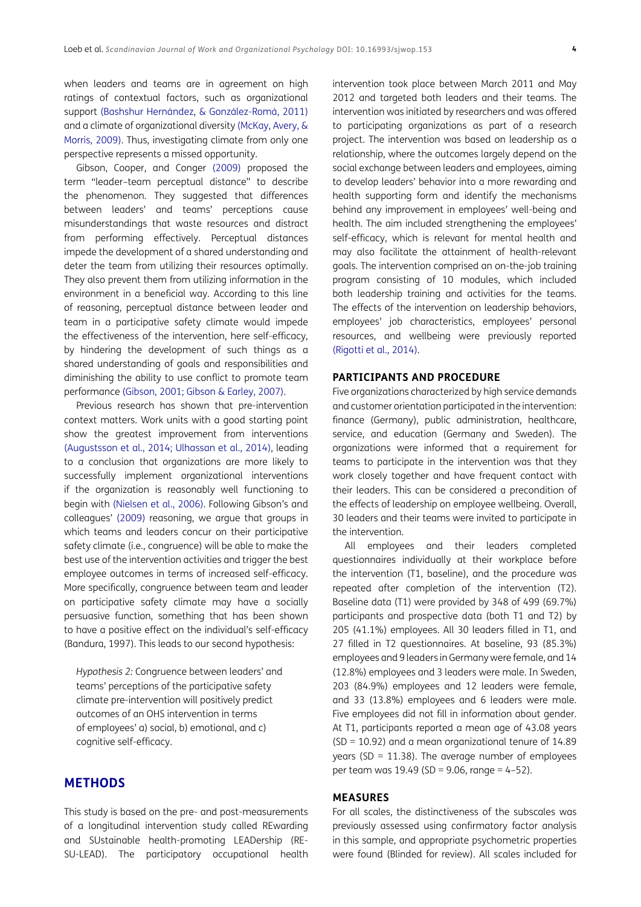when leaders and teams are in agreement on high ratings of contextual factors, such as organizational support (Bashshur Hernández, & González-Romá, 2011) and a climate of organizational diversity (McKay, Avery, & Morris, 2009). Thus, investigating climate from only one perspective represents a missed opportunity.

Gibson, Cooper, and Conger (2009) proposed the term "leader–team perceptual distance" to describe the phenomenon. They suggested that differences between leaders' and teams' perceptions cause misunderstandings that waste resources and distract from performing effectively. Perceptual distances impede the development of a shared understanding and deter the team from utilizing their resources optimally. They also prevent them from utilizing information in the environment in a beneficial way. According to this line of reasoning, perceptual distance between leader and team in a participative safety climate would impede the effectiveness of the intervention, here self-efficacy, by hindering the development of such things as a shared understanding of goals and responsibilities and diminishing the ability to use conflict to promote team performance (Gibson, 2001; Gibson & Earley, 2007).

Previous research has shown that pre-intervention context matters. Work units with a good starting point show the greatest improvement from interventions (Augustsson et al., 2014; Ulhassan et al., 2014), leading to a conclusion that organizations are more likely to successfully implement organizational interventions if the organization is reasonably well functioning to begin with (Nielsen et al., 2006). Following Gibson's and colleagues' (2009) reasoning, we argue that groups in which teams and leaders concur on their participative safety climate (i.e., congruence) will be able to make the best use of the intervention activities and trigger the best employee outcomes in terms of increased self-efficacy. More specifically, congruence between team and leader on participative safety climate may have a socially persuasive function, something that has been shown to have a positive effect on the individual's self-efficacy (Bandura, 1997). This leads to our second hypothesis:

> *Hypothesis 2:* Congruence between leaders' and teams' perceptions of the participative safety climate pre-intervention will positively predict outcomes of an OHS intervention in terms of employees' a) social, b) emotional, and c) cognitive self-efficacy.

## METHODS

This study is based on the pre- and post-measurements of a longitudinal intervention study called REwarding and SUstainable health-promoting LEADership (RE-SU-LEAD). The participatory occupational health intervention took place between March 2011 and May 2012 and targeted both leaders and their teams. The intervention was initiated by researchers and was offered to participating organizations as part of a research project. The intervention was based on leadership as a relationship, where the outcomes largely depend on the social exchange between leaders and employees, aiming to develop leaders' behavior into a more rewarding and health supporting form and identify the mechanisms behind any improvement in employees' well-being and health. The aim included strengthening the employees' self-efficacy, which is relevant for mental health and may also facilitate the attainment of health-relevant goals. The intervention comprised an on-the-job training program consisting of 10 modules, which included both leadership training and activities for the teams. The effects of the intervention on leadership behaviors, employees' job characteristics, employees' personal resources, and wellbeing were previously reported (Rigotti et al., 2014).

### PARTICIPANTS AND PROCEDURE

Five organizations characterized by high service demands and customer orientation participated in the intervention: finance (Germany), public administration, healthcare, service, and education (Germany and Sweden). The organizations were informed that a requirement for teams to participate in the intervention was that they work closely together and have frequent contact with their leaders. This can be considered a precondition of the effects of leadership on employee wellbeing. Overall, 30 leaders and their teams were invited to participate in the intervention.

All employees and their leaders completed questionnaires individually at their workplace before the intervention (T1, baseline), and the procedure was repeated after completion of the intervention (T2). Baseline data (T1) were provided by 348 of 499 (69.7%) participants and prospective data (both T1 and T2) by 205 (41.1%) employees. All 30 leaders filled in T1, and 27 filled in T2 questionnaires. At baseline, 93 (85.3%) employees and 9 leaders in Germany were female, and 14 (12.8%) employees and 3 leaders were male. In Sweden, 203 (84.9%) employees and 12 leaders were female, and 33 (13.8%) employees and 6 leaders were male. Five employees did not fill in information about gender. At T1, participants reported a mean age of 43.08 years (SD = 10.92) and a mean organizational tenure of 14.89 years (SD = 11.38). The average number of employees per team was 19.49 (SD = 9.06, range = 4–52).

### MEASURES

For all scales, the distinctiveness of the subscales was previously assessed using confirmatory factor analysis in this sample, and appropriate psychometric properties were found (Blinded for review). All scales included for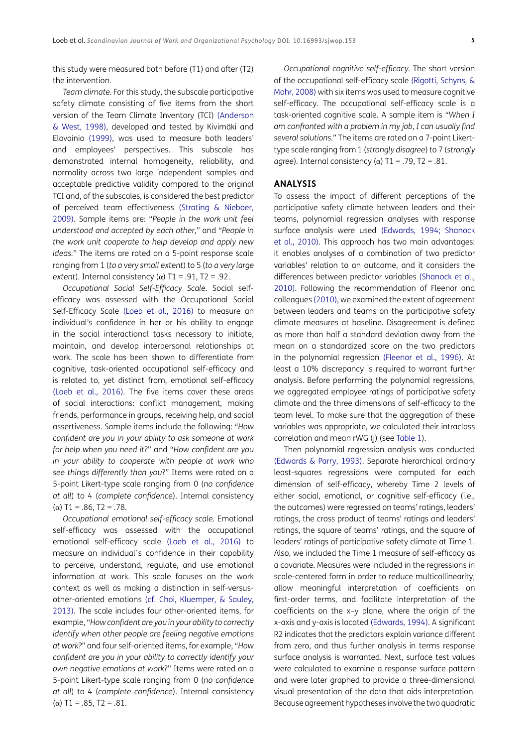this study were measured both before (T1) and after (T2) the intervention.

*Team climate.* For this study, the subscale participative safety climate consisting of five items from the short version of the Team Climate Inventory (TCI) (Anderson & West, 1998), developed and tested by Kivimäki and Elovainio (1999), was used to measure both leaders' and employees' perspectives. This subscale has demonstrated internal homogeneity, reliability, and normality across two large independent samples and acceptable predictive validity compared to the original TCI and, of the subscales, is considered the best predictor of perceived team effectiveness (Strating & Nieboer, 2009). Sample items are: "*People in the work unit feel understood and accepted by each other,*" and "*People in the work unit cooperate to help develop and apply new ideas.*" The items are rated on a 5-point response scale ranging from 1 (*to a very small extent*) to 5 (*to a very large extent*). Internal consistency (α) T1 = .91, T2 = .92.

*Occupational Social Self-Efficacy Scale.* Social self-efficacy was assessed with the Occupational Social Self-Efficacy Scale (Loeb et al., 2016) to measure an individual's confidence in her or his ability to engage in the social interactional tasks necessary to initiate, maintain, and develop interpersonal relationships at work. The scale has been shown to differentiate from cognitive, task-oriented occupational self-efficacy and is related to, yet distinct from, emotional self-efficacy (Loeb et al., 2016). The five items cover these areas of social interactions: conflict management, making friends, performance in groups, receiving help, and social assertiveness. Sample items include the following: "*How confident are you in your ability to ask someone at work for help when you need it?*" and "*How confident are you in your ability to cooperate with people at work who see things differently than you?*" Items were rated on a 5-point Likert-type scale ranging from 0 (*no confidence at all*) to 4 (*complete confidence*). Internal consistency (α) T1 = .86, T2 = .78.

*Occupational emotional self-efficacy scale.* Emotional self-efficacy was assessed with the occupational emotional self-efficacy scale (Loeb et al., 2016) to measure an individual´s confidence in their capability to perceive, understand, regulate, and use emotional information at work. This scale focuses on the work context as well as making a distinction in self-versus-other-oriented emotions (cf. Choi, Kluemper, & Sauley, 2013). The scale includes four other-oriented items, for example, "*How confident are you in your ability to correctly identify when other people are feeling negative emotions at work?*" and four self-oriented items, for example, "*How confident are you in your ability to correctly identify your own negative emotions at work?*" Items were rated on a 5-point Likert-type scale ranging from 0 (*no confidence at all*) to 4 (*complete confidence*). Internal consistency (α) T1 = .85, T2 = .81.

*Occupational cognitive self-efficacy.* The short version of the occupational self-efficacy scale (Rigotti, Schyns, & Mohr, 2008) with six items was used to measure cognitive self-efficacy. The occupational self-efficacy scale is a task-oriented cognitive scale. A sample item is "*When I am confronted with a problem in my job, I can usually find several solutions.*" The items are rated on a 7-point Likert-type scale ranging from 1 (*strongly disagree*) to 7 (*strongly agree*). Internal consistency (α) T1 = .79, T2 = .81.

## ANALYSIS

To assess the impact of different perceptions of the participative safety climate between leaders and their teams, polynomial regression analyses with response surface analysis were used (Edwards, 1994; Shanock et al., 2010). This approach has two main advantages: it enables analyses of a combination of two predictor variables' relation to an outcome, and it considers the differences between predictor variables (Shanock et al., 2010). Following the recommendation of Fleenor and colleagues (2010), we examined the extent of agreement between leaders and teams on the participative safety climate measures at baseline. Disagreement is defined as more than half a standard deviation away from the mean on a standardized score on the two predictors in the polynomial regression (Fleenor et al., 1996). At least a 10% discrepancy is required to warrant further analysis. Before performing the polynomial regressions, we aggregated employee ratings of participative safety climate and the three dimensions of self-efficacy to the team level. To make sure that the aggregation of these variables was appropriate, we calculated their intraclass correlation and mean rWG (j) (see Table 1).

Then polynomial regression analysis was conducted (Edwards & Parry, 1993). Separate hierarchical ordinary least-squares regressions were computed for each dimension of self-efficacy, whereby Time 2 levels of either social, emotional, or cognitive self-efficacy (i.e., the outcomes) were regressed on teams' ratings, leaders' ratings, the cross product of teams' ratings and leaders' ratings, the square of teams' ratings, and the square of leaders' ratings of participative safety climate at Time 1. Also, we included the Time 1 measure of self-efficacy as a covariate. Measures were included in the regressions in scale-centered form in order to reduce multicollinearity, allow meaningful interpretation of coefficients on first-order terms, and facilitate interpretation of the coefficients on the x–y plane, where the origin of the x-axis and y-axis is located (Edwards, 1994). A significant R2 indicates that the predictors explain variance different from zero, and thus further analysis in terms response surface analysis is warranted. Next, surface test values were calculated to examine a response surface pattern and were later graphed to provide a three-dimensional visual presentation of the data that aids interpretation. Because agreement hypotheses involve the two quadratic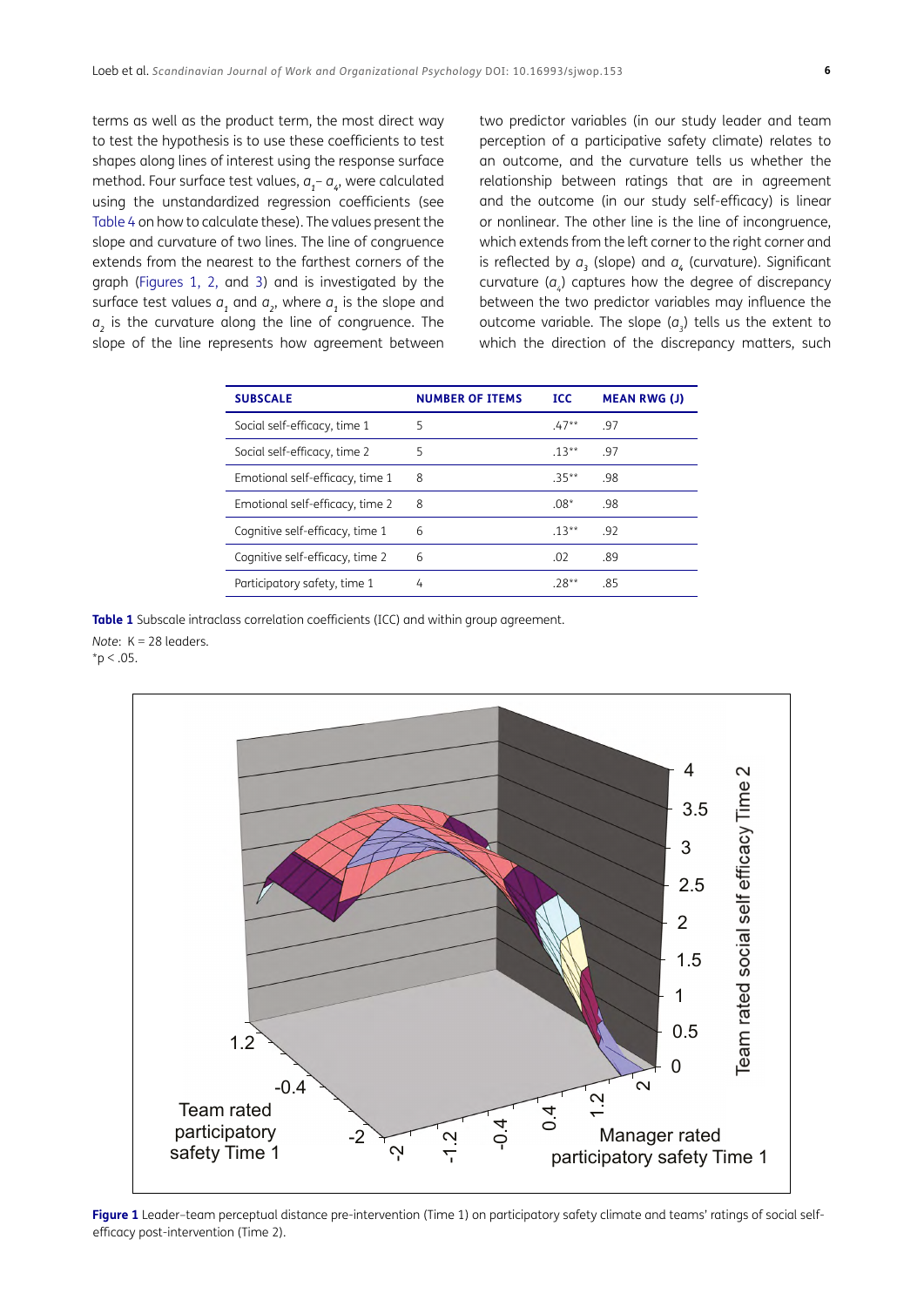terms as well as the product term, the most direct way to test the hypothesis is to use these coefficients to test shapes along lines of interest using the response surface method. Four surface test values, $a_1$– $a_4$, were calculated using the unstandardized regression coefficients (see Table 4 on how to calculate these). The values present the slope and curvature of two lines. The line of congruence extends from the nearest to the farthest corners of the graph (Figures 1, 2, and 3) and is investigated by the surface test values $a_1$ and $a_2$, where $a_1$ is the slope and $a_2$ is the curvature along the line of congruence. The slope of the line represents how agreement between two predictor variables (in our study leader and team perception of a participative safety climate) relates to an outcome, and the curvature tells us whether the relationship between ratings that are in agreement and the outcome (in our study self-efficacy) is linear or nonlinear. The other line is the line of incongruence, which extends from the left corner to the right corner and is reflected by $a_3$ (slope) and $a_4$ (curvature). Significant curvature ($a_4$) captures how the degree of discrepancy between the two predictor variables may influence the outcome variable. The slope ($a_3$) tells us the extent to which the direction of the discrepancy matters, such

| SUBSCALE | NUMBER OF ITEMS | ICC | MEAN RWG (J) |
|---|---|---|---|
| Social self-efficacy, time 1 | 5 | .47** | .97 |
| Social self-efficacy, time 2 | 5 | .13** | .97 |
| Emotional self-efficacy, time 1 | 8 | .35** | .98 |
| Emotional self-efficacy, time 2 | 8 | .08* | .98 |
| Cognitive self-efficacy, time 1 | 6 | .13** | .92 |
| Cognitive self-efficacy, time 2 | 6 | .02 | .89 |
| Participatory safety, time 1 | 4 | .28** | .85 |

**Table 1** Subscale intraclass correlation coefficients (ICC) and within group agreement.

*Note*: K = 28 leaders.
*p < .05.

**Figure 1** Leader–team perceptual distance pre-intervention (Time 1) on participatory safety climate and teams' ratings of social self-efficacy post-intervention (Time 2).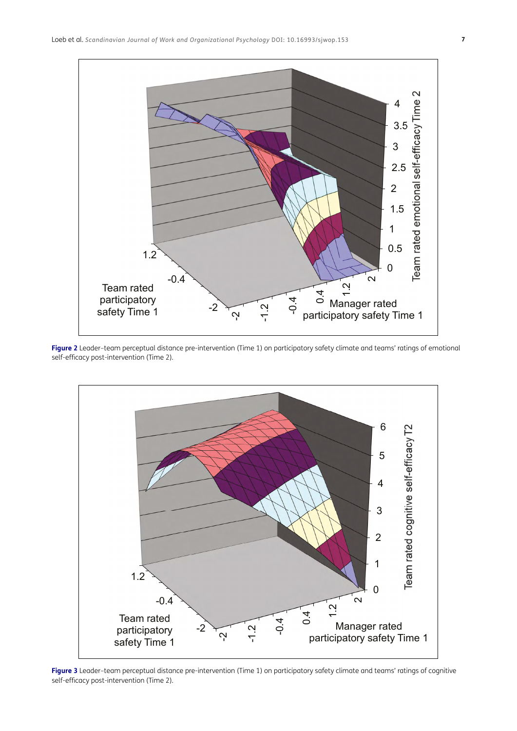**Figure 2** Leader–team perceptual distance pre-intervention (Time 1) on participatory safety climate and teams' ratings of emotional self-efficacy post-intervention (Time 2).

**Figure 3** Leader–team perceptual distance pre-intervention (Time 1) on participatory safety climate and teams' ratings of cognitive self-efficacy post-intervention (Time 2).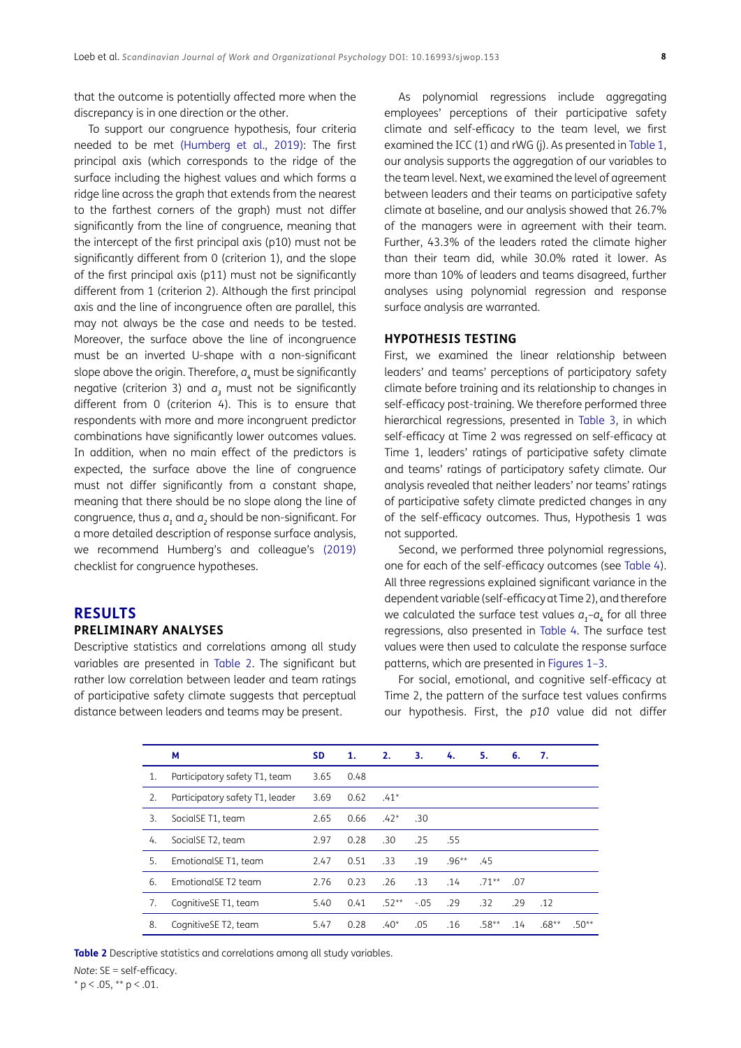that the outcome is potentially affected more when the discrepancy is in one direction or the other.

To support our congruence hypothesis, four criteria needed to be met (Humberg et al., 2019): The first principal axis (which corresponds to the ridge of the surface including the highest values and which forms a ridge line across the graph that extends from the nearest to the farthest corners of the graph) must not differ significantly from the line of congruence, meaning that the intercept of the first principal axis (p10) must not be significantly different from 0 (criterion 1), and the slope of the first principal axis (p11) must not be significantly different from 1 (criterion 2). Although the first principal axis and the line of incongruence often are parallel, this may not always be the case and needs to be tested. Moreover, the surface above the line of incongruence must be an inverted U-shape with a non-significant slope above the origin. Therefore, $a_4$ must be significantly negative (criterion 3) and $a_3$ must not be significantly different from 0 (criterion 4). This is to ensure that respondents with more and more incongruent predictor combinations have significantly lower outcomes values. In addition, when no main effect of the predictors is expected, the surface above the line of congruence must not differ significantly from a constant shape, meaning that there should be no slope along the line of congruence, thus $a_1$ and $a_2$ should be non-significant. For a more detailed description of response surface analysis, we recommend Humberg's and colleague's (2019) checklist for congruence hypotheses.

## RESULTS

### PRELIMINARY ANALYSES

Descriptive statistics and correlations among all study variables are presented in Table 2. The significant but rather low correlation between leader and team ratings of participative safety climate suggests that perceptual distance between leaders and teams may be present.

As polynomial regressions include aggregating employees' perceptions of their participative safety climate and self-efficacy to the team level, we first examined the ICC (1) and rWG (j). As presented in Table 1, our analysis supports the aggregation of our variables to the team level. Next, we examined the level of agreement between leaders and their teams on participative safety climate at baseline, and our analysis showed that 26.7% of the managers were in agreement with their team. Further, 43.3% of the leaders rated the climate higher than their team did, while 30.0% rated it lower. As more than 10% of leaders and teams disagreed, further analyses using polynomial regression and response surface analysis are warranted.

### HYPOTHESIS TESTING

First, we examined the linear relationship between leaders' and teams' perceptions of participatory safety climate before training and its relationship to changes in self-efficacy post-training. We therefore performed three hierarchical regressions, presented in Table 3, in which self-efficacy at Time 2 was regressed on self-efficacy at Time 1, leaders' ratings of participative safety climate and teams' ratings of participatory safety climate. Our analysis revealed that neither leaders' nor teams' ratings of participative safety climate predicted changes in any of the self-efficacy outcomes. Thus, Hypothesis 1 was not supported.

Second, we performed three polynomial regressions, one for each of the self-efficacy outcomes (see Table 4). All three regressions explained significant variance in the dependent variable (self-efficacy at Time 2), and therefore we calculated the surface test values $a_1$–$a_4$ for all three regressions, also presented in Table 4. The surface test values were then used to calculate the response surface patterns, which are presented in Figures 1–3.

For social, emotional, and cognitive self-efficacy at Time 2, the pattern of the surface test values confirms our hypothesis. First, the *p10* value did not differ

| | M | SD | 1. | 2. | 3. | 4. | 5. | 6. | 7. | |
|---|---|---|---|---|---|---|---|---|---|---|
| 1. | Participatory safety T1, team | 3.65 | 0.48 | | | | | | | |
| 2. | Participatory safety T1, leader | 3.69 | 0.62 | .41* | | | | | | |
| 3. | SocialSE T1, team | 2.65 | 0.66 | .42* | .30 | | | | | |
| 4. | SocialSE T2, team | 2.97 | 0.28 | .30 | .25 | .55 | | | | |
| 5. | EmotionalSE T1, team | 2.47 | 0.51 | .33 | .19 | .96** | .45 | | | |
| 6. | EmotionalSE T2 team | 2.76 | 0.23 | .26 | .13 | .14 | .71** | .07 | | |
| 7. | CognitiveSE T1, team | 5.40 | 0.41 | .52** | -.05 | .29 | .32 | .29 | .12 | |
| 8. | CognitiveSE T2, team | 5.47 | 0.28 | .40* | .05 | .16 | .58** | .14 | .68** | .50** |

**Table 2** Descriptive statistics and correlations among all study variables.

*Note*: SE = self-efficacy.

\* p < .05, ** p < .01.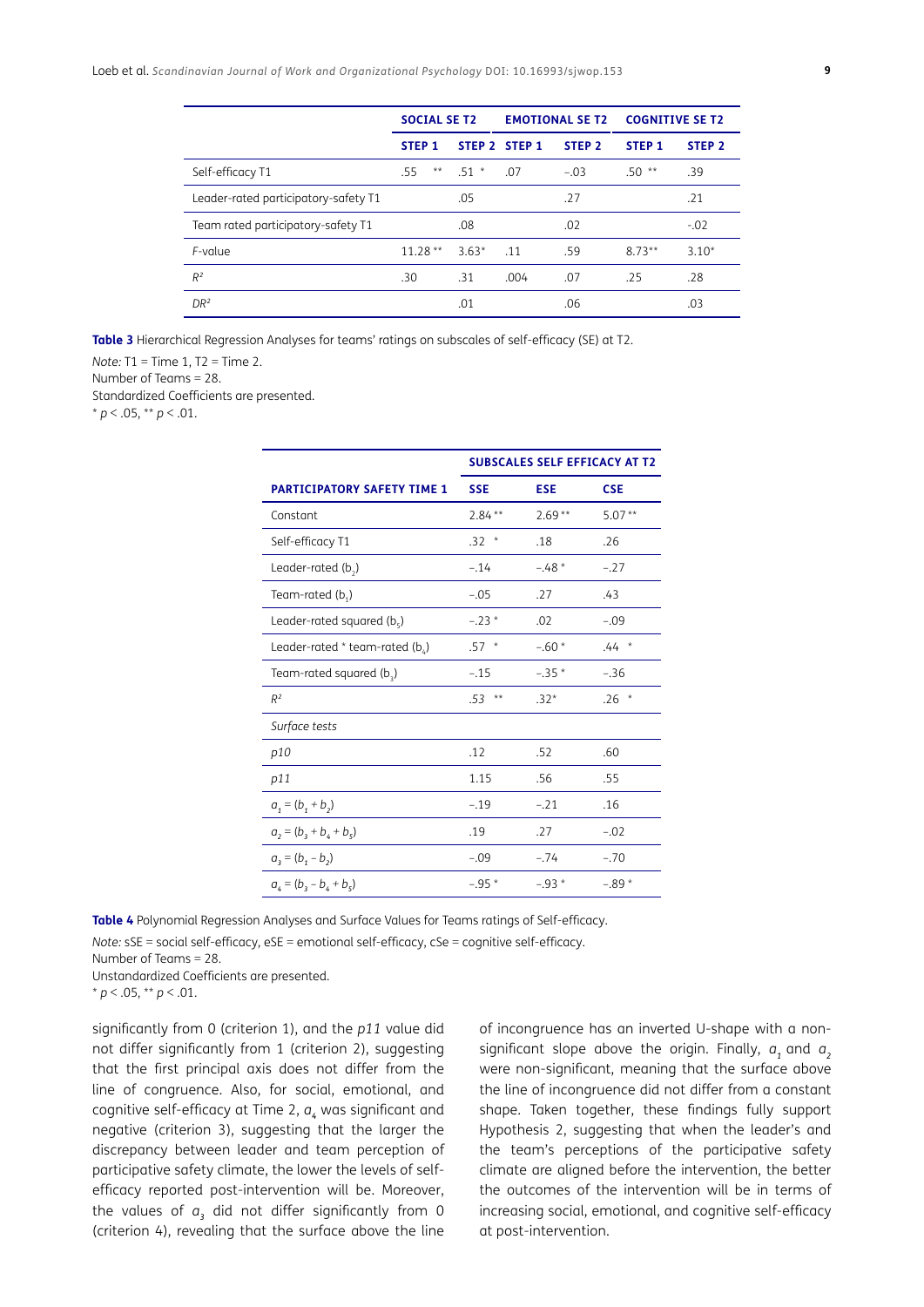|  | SOCIAL SE T2 |  | EMOTIONAL SE T2 |  | COGNITIVE SE T2 |  |
|---|---|---|---|---|---|---|
|  | STEP 1 | STEP 2 | STEP 1 | STEP 2 | STEP 1 | STEP 2 |
| Self-efficacy T1 | .55 ** | .51 * | .07 | −.03 | .50 ** | .39 |
| Leader-rated participatory-safety T1 |  | .05 |  | .27 |  | .21 |
| Team rated participatory-safety T1 |  | .08 |  | .02 |  | -.02 |
| *F*-value | 11.28 ** | 3.63* | .11 | .59 | 8.73** | 3.10* |
| $R^2$ | .30 | .31 | .004 | .07 | .25 | .28 |
| $DR^2$ |  | .01 |  | .06 |  | .03 |

**Table 3** Hierarchical Regression Analyses for teams' ratings on subscales of self-efficacy (SE) at T2.

*Note:* T1 = Time 1, T2 = Time 2.
Number of Teams = 28.
Standardized Coefficients are presented.
* $p < .05$, ** $p < .01$.

|  | SUBSCALES SELF EFFICACY AT T2 |  |  |
|---|---|---|---|
| PARTICIPATORY SAFETY TIME 1 | SSE | ESE | CSE |
| Constant | 2.84 ** | 2.69 ** | 5.07 ** |
| Self-efficacy T1 | .32 * | .18 | .26 |
| Leader-rated ($b_2$) | −.14 | −.48 * | −.27 |
| Team-rated ($b_1$) | −.05 | .27 | .43 |
| Leader-rated squared ($b_5$) | −.23 * | .02 | −.09 |
| Leader-rated * team-rated ($b_4$) | .57 * | −.60 * | .44 * |
| Team-rated squared ($b_3$) | −.15 | −.35 * | −.36 |
| $R^2$ | .53 ** | .32* | .26 * |
| *Surface tests* |  |  |  |
| *p10* | .12 | .52 | .60 |
| *p11* | 1.15 | .56 | .55 |
| $a_1 = (b_1 + b_2)$ | −.19 | −.21 | .16 |
| $a_2 = (b_3 + b_4 + b_5)$ | .19 | .27 | −.02 |
| $a_3 = (b_1 - b_2)$ | −.09 | −.74 | −.70 |
| $a_4 = (b_3 - b_4 + b_5)$ | −.95 * | −.93 * | −.89 * |

**Table 4** Polynomial Regression Analyses and Surface Values for Teams ratings of Self-efficacy.

*Note:* sSE = social self-efficacy, eSE = emotional self-efficacy, cSe = cognitive self-efficacy.
Number of Teams = 28.
Unstandardized Coefficients are presented.
* $p < .05$, ** $p < .01$.

significantly from 0 (criterion 1), and the *p11* value did not differ significantly from 1 (criterion 2), suggesting that the first principal axis does not differ from the line of congruence. Also, for social, emotional, and cognitive self-efficacy at Time 2, $a_4$ was significant and negative (criterion 3), suggesting that the larger the discrepancy between leader and team perception of participative safety climate, the lower the levels of self-efficacy reported post-intervention will be. Moreover, the values of $a_3$ did not differ significantly from 0 (criterion 4), revealing that the surface above the line of incongruence has an inverted U-shape with a non-significant slope above the origin. Finally, $a_1$ and $a_2$ were non-significant, meaning that the surface above the line of incongruence did not differ from a constant shape. Taken together, these findings fully support Hypothesis 2, suggesting that when the leader's and the team's perceptions of the participative safety climate are aligned before the intervention, the better the outcomes of the intervention will be in terms of increasing social, emotional, and cognitive self-efficacy at post-intervention.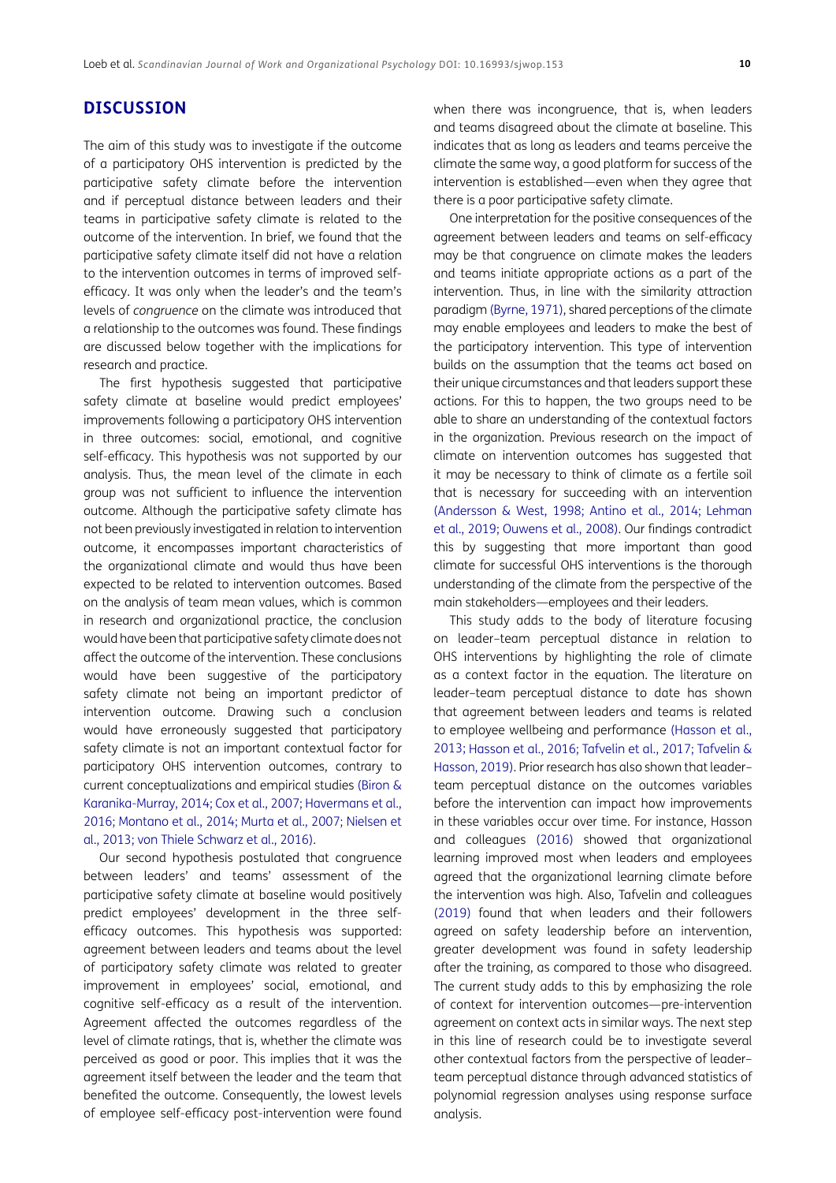## DISCUSSION

The aim of this study was to investigate if the outcome of a participatory OHS intervention is predicted by the participative safety climate before the intervention and if perceptual distance between leaders and their teams in participative safety climate is related to the outcome of the intervention. In brief, we found that the participative safety climate itself did not have a relation to the intervention outcomes in terms of improved self-efficacy. It was only when the leader's and the team's levels of *congruence* on the climate was introduced that a relationship to the outcomes was found. These findings are discussed below together with the implications for research and practice.

The first hypothesis suggested that participative safety climate at baseline would predict employees' improvements following a participatory OHS intervention in three outcomes: social, emotional, and cognitive self-efficacy. This hypothesis was not supported by our analysis. Thus, the mean level of the climate in each group was not sufficient to influence the intervention outcome. Although the participative safety climate has not been previously investigated in relation to intervention outcome, it encompasses important characteristics of the organizational climate and would thus have been expected to be related to intervention outcomes. Based on the analysis of team mean values, which is common in research and organizational practice, the conclusion would have been that participative safety climate does not affect the outcome of the intervention. These conclusions would have been suggestive of the participatory safety climate not being an important predictor of intervention outcome. Drawing such a conclusion would have erroneously suggested that participatory safety climate is not an important contextual factor for participatory OHS intervention outcomes, contrary to current conceptualizations and empirical studies (Biron & Karanika-Murray, 2014; Cox et al., 2007; Havermans et al., 2016; Montano et al., 2014; Murta et al., 2007; Nielsen et al., 2013; von Thiele Schwarz et al., 2016).

Our second hypothesis postulated that congruence between leaders' and teams' assessment of the participative safety climate at baseline would positively predict employees' development in the three self-efficacy outcomes. This hypothesis was supported: agreement between leaders and teams about the level of participatory safety climate was related to greater improvement in employees' social, emotional, and cognitive self-efficacy as a result of the intervention. Agreement affected the outcomes regardless of the level of climate ratings, that is, whether the climate was perceived as good or poor. This implies that it was the agreement itself between the leader and the team that benefited the outcome. Consequently, the lowest levels of employee self-efficacy post-intervention were found when there was incongruence, that is, when leaders and teams disagreed about the climate at baseline. This indicates that as long as leaders and teams perceive the climate the same way, a good platform for success of the intervention is established—even when they agree that there is a poor participative safety climate.

One interpretation for the positive consequences of the agreement between leaders and teams on self-efficacy may be that congruence on climate makes the leaders and teams initiate appropriate actions as a part of the intervention. Thus, in line with the similarity attraction paradigm (Byrne, 1971), shared perceptions of the climate may enable employees and leaders to make the best of the participatory intervention. This type of intervention builds on the assumption that the teams act based on their unique circumstances and that leaders support these actions. For this to happen, the two groups need to be able to share an understanding of the contextual factors in the organization. Previous research on the impact of climate on intervention outcomes has suggested that it may be necessary to think of climate as a fertile soil that is necessary for succeeding with an intervention (Andersson & West, 1998; Antino et al., 2014; Lehman et al., 2019; Ouwens et al., 2008). Our findings contradict this by suggesting that more important than good climate for successful OHS interventions is the thorough understanding of the climate from the perspective of the main stakeholders—employees and their leaders.

This study adds to the body of literature focusing on leader–team perceptual distance in relation to OHS interventions by highlighting the role of climate as a context factor in the equation. The literature on leader–team perceptual distance to date has shown that agreement between leaders and teams is related to employee wellbeing and performance (Hasson et al., 2013; Hasson et al., 2016; Tafvelin et al., 2017; Tafvelin & Hasson, 2019). Prior research has also shown that leader–team perceptual distance on the outcomes variables before the intervention can impact how improvements in these variables occur over time. For instance, Hasson and colleagues (2016) showed that organizational learning improved most when leaders and employees agreed that the organizational learning climate before the intervention was high. Also, Tafvelin and colleagues (2019) found that when leaders and their followers agreed on safety leadership before an intervention, greater development was found in safety leadership after the training, as compared to those who disagreed. The current study adds to this by emphasizing the role of context for intervention outcomes—pre-intervention agreement on context acts in similar ways. The next step in this line of research could be to investigate several other contextual factors from the perspective of leader–team perceptual distance through advanced statistics of polynomial regression analyses using response surface analysis.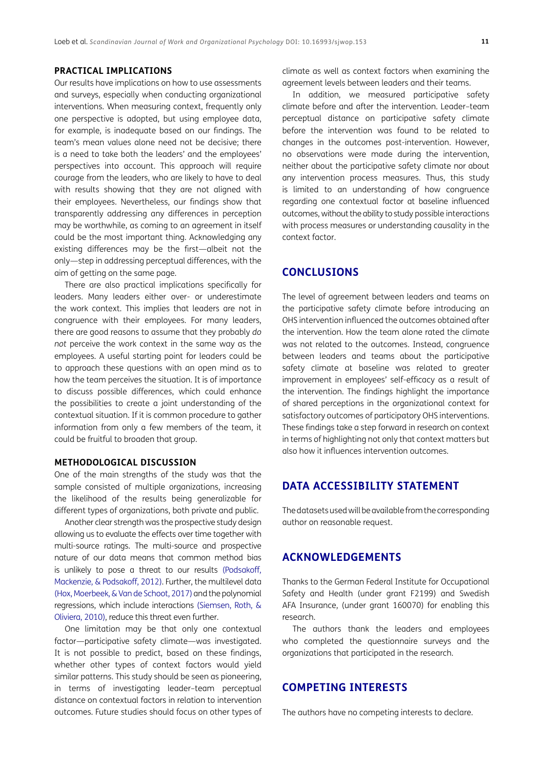### PRACTICAL IMPLICATIONS

Our results have implications on how to use assessments and surveys, especially when conducting organizational interventions. When measuring context, frequently only one perspective is adopted, but using employee data, for example, is inadequate based on our findings. The team's mean values alone need not be decisive; there is a need to take both the leaders' and the employees' perspectives into account. This approach will require courage from the leaders, who are likely to have to deal with results showing that they are not aligned with their employees. Nevertheless, our findings show that transparently addressing any differences in perception may be worthwhile, as coming to an agreement in itself could be the most important thing. Acknowledging any existing differences may be the first—albeit not the only—step in addressing perceptual differences, with the aim of getting on the same page.

There are also practical implications specifically for leaders. Many leaders either over- or underestimate the work context. This implies that leaders are not in congruence with their employees. For many leaders, there are good reasons to assume that they probably *do not* perceive the work context in the same way as the employees. A useful starting point for leaders could be to approach these questions with an open mind as to how the team perceives the situation. It is of importance to discuss possible differences, which could enhance the possibilities to create a joint understanding of the contextual situation. If it is common procedure to gather information from only a few members of the team, it could be fruitful to broaden that group.

### METHODOLOGICAL DISCUSSION

One of the main strengths of the study was that the sample consisted of multiple organizations, increasing the likelihood of the results being generalizable for different types of organizations, both private and public.

Another clear strength was the prospective study design allowing us to evaluate the effects over time together with multi-source ratings. The multi-source and prospective nature of our data means that common method bias is unlikely to pose a threat to our results (Podsakoff, Mackenzie, & Podsakoff, 2012). Further, the multilevel data (Hox, Moerbeek, & Van de Schoot, 2017) and the polynomial regressions, which include interactions (Siemsen, Roth, & Oliviera, 2010), reduce this threat even further.

One limitation may be that only one contextual factor—participative safety climate—was investigated. It is not possible to predict, based on these findings, whether other types of context factors would yield similar patterns. This study should be seen as pioneering, in terms of investigating leader–team perceptual distance on contextual factors in relation to intervention outcomes. Future studies should focus on other types of climate as well as context factors when examining the agreement levels between leaders and their teams.

In addition, we measured participative safety climate before and after the intervention. Leader–team perceptual distance on participative safety climate before the intervention was found to be related to changes in the outcomes post-intervention. However, no observations were made during the intervention, neither about the participative safety climate nor about any intervention process measures. Thus, this study is limited to an understanding of how congruence regarding one contextual factor at baseline influenced outcomes, without the ability to study possible interactions with process measures or understanding causality in the context factor.

## CONCLUSIONS

The level of agreement between leaders and teams on the participative safety climate before introducing an OHS intervention influenced the outcomes obtained after the intervention. How the team alone rated the climate was not related to the outcomes. Instead, congruence between leaders and teams about the participative safety climate at baseline was related to greater improvement in employees' self-efficacy as a result of the intervention. The findings highlight the importance of shared perceptions in the organizational context for satisfactory outcomes of participatory OHS interventions. These findings take a step forward in research on context in terms of highlighting not only that context matters but also how it influences intervention outcomes.

## DATA ACCESSIBILITY STATEMENT

The datasets used will be available from the corresponding author on reasonable request.

## ACKNOWLEDGEMENTS

Thanks to the German Federal Institute for Occupational Safety and Health (under grant F2199) and Swedish AFA Insurance, (under grant 160070) for enabling this research.

The authors thank the leaders and employees who completed the questionnaire surveys and the organizations that participated in the research.

## COMPETING INTERESTS

The authors have no competing interests to declare.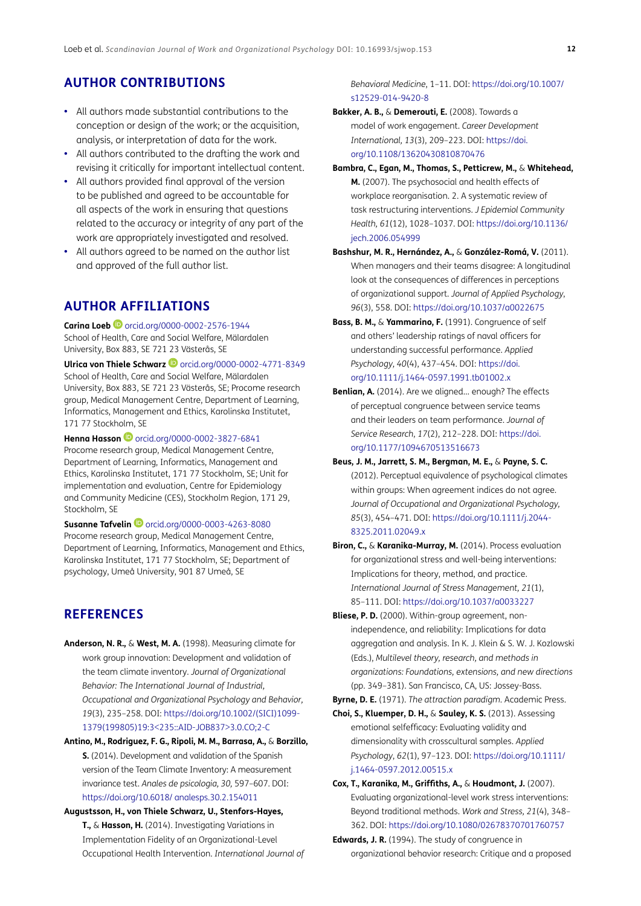## AUTHOR CONTRIBUTIONS

- All authors made substantial contributions to the conception or design of the work; or the acquisition, analysis, or interpretation of data for the work.
- All authors contributed to the drafting the work and revising it critically for important intellectual content.
- All authors provided final approval of the version to be published and agreed to be accountable for all aspects of the work in ensuring that questions related to the accuracy or integrity of any part of the work are appropriately investigated and resolved.
- All authors agreed to be named on the author list and approved of the full author list.

## AUTHOR AFFILIATIONS

**Carina Loeb** orcid.org/0000-0002-2576-1944
School of Health, Care and Social Welfare, Mälardalen University, Box 883, SE 721 23 Västerås, SE

**Ulrica von Thiele Schwarz** orcid.org/0000-0002-4771-8349
School of Health, Care and Social Welfare, Mälardalen University, Box 883, SE 721 23 Västerås, SE; Procome research group, Medical Management Centre, Department of Learning, Informatics, Management and Ethics, Karolinska Institutet, 171 77 Stockholm, SE

**Henna Hasson** orcid.org/0000-0002-3827-6841
Procome research group, Medical Management Centre, Department of Learning, Informatics, Management and Ethics, Karolinska Institutet, 171 77 Stockholm, SE; Unit for implementation and evaluation, Centre for Epidemiology and Community Medicine (CES), Stockholm Region, 171 29, Stockholm, SE

**Susanne Tafvelin** orcid.org/0000-0003-4263-8080
Procome research group, Medical Management Centre, Department of Learning, Informatics, Management and Ethics, Karolinska Institutet, 171 77 Stockholm, SE; Department of psychology, Umeå University, 901 87 Umeå, SE

## REFERENCES

**Anderson, N. R.,** & **West, M. A.** (1998). Measuring climate for work group innovation: Development and validation of the team climate inventory. *Journal of Organizational Behavior: The International Journal of Industrial, Occupational and Organizational Psychology and Behavior, 19*(3), 235–258. DOI: https://doi.org/10.1002/(SICI)1099-1379(199805)19:3<235::AID-JOB837>3.0.CO;2-C

**Antino, M., Rodriguez, F. G., Ripoli, M. M., Barrasa, A.,** & **Borzillo, S.** (2014). Development and validation of the Spanish version of the Team Climate Inventory: A measurement invariance test. *Anales de psicologia, 30*, 597–607. DOI: https://doi.org/10.6018/ analesps.30.2.154011

**Augustsson, H., von Thiele Schwarz, U., Stenfors-Hayes, T.,** & **Hasson, H.** (2014). Investigating Variations in Implementation Fidelity of an Organizational-Level Occupational Health Intervention. *International Journal of Behavioral Medicine*, 1–11. DOI: https://doi.org/10.1007/s12529-014-9420-8

**Bakker, A. B.,** & **Demerouti, E.** (2008). Towards a model of work engagement. *Career Development International, 13*(3), 209–223. DOI: https://doi.org/10.1108/13620430810870476

**Bambra, C., Egan, M., Thomas, S., Petticrew, M.,** & **Whitehead, M.** (2007). The psychosocial and health effects of workplace reorganisation. 2. A systematic review of task restructuring interventions. *J Epidemiol Community Health, 61*(12), 1028–1037. DOI: https://doi.org/10.1136/jech.2006.054999

**Bashshur, M. R., Hernández, A.,** & **González-Romá, V.** (2011). When managers and their teams disagree: A longitudinal look at the consequences of differences in perceptions of organizational support. *Journal of Applied Psychology, 96*(3), 558. DOI: https://doi.org/10.1037/a0022675

**Bass, B. M.,** & **Yammarino, F.** (1991). Congruence of self and others' leadership ratings of naval officers for understanding successful performance. *Applied Psychology, 40*(4), 437–454. DOI: https://doi.org/10.1111/j.1464-0597.1991.tb01002.x

**Benlian, A.** (2014). Are we aligned... enough? The effects of perceptual congruence between service teams and their leaders on team performance. *Journal of Service Research, 17*(2), 212–228. DOI: https://doi.org/10.1177/1094670513516673

**Beus, J. M., Jarrett, S. M., Bergman, M. E.,** & **Payne, S. C.** (2012). Perceptual equivalence of psychological climates within groups: When agreement indices do not agree. *Journal of Occupational and Organizational Psychology, 85*(3), 454–471. DOI: https://doi.org/10.1111/j.2044-8325.2011.02049.x

**Biron, C.,** & **Karanika-Murray, M.** (2014). Process evaluation for organizational stress and well-being interventions: Implications for theory, method, and practice. *International Journal of Stress Management, 21*(1), 85–111. DOI: https://doi.org/10.1037/a0033227

**Bliese, P. D.** (2000). Within-group agreement, non-independence, and reliability: Implications for data aggregation and analysis. In K. J. Klein & S. W. J. Kozlowski (Eds.), *Multilevel theory, research, and methods in organizations: Foundations, extensions, and new directions* (pp. 349–381). San Francisco, CA, US: Jossey-Bass.

**Byrne, D. E.** (1971). *The attraction paradigm*. Academic Press.

**Choi, S., Kluemper, D. H.,** & **Sauley, K. S.** (2013). Assessing emotional selfefficacy: Evaluating validity and dimensionality with crosscultural samples. *Applied Psychology, 62*(1), 97–123. DOI: https://doi.org/10.1111/j.1464-0597.2012.00515.x

**Cox, T., Karanika, M., Griffiths, A.,** & **Houdmont, J.** (2007). Evaluating organizational-level work stress interventions: Beyond traditional methods. *Work and Stress, 21*(4), 348–362. DOI: https://doi.org/10.1080/02678370701760757

**Edwards, J. R.** (1994). The study of congruence in organizational behavior research: Critique and a proposed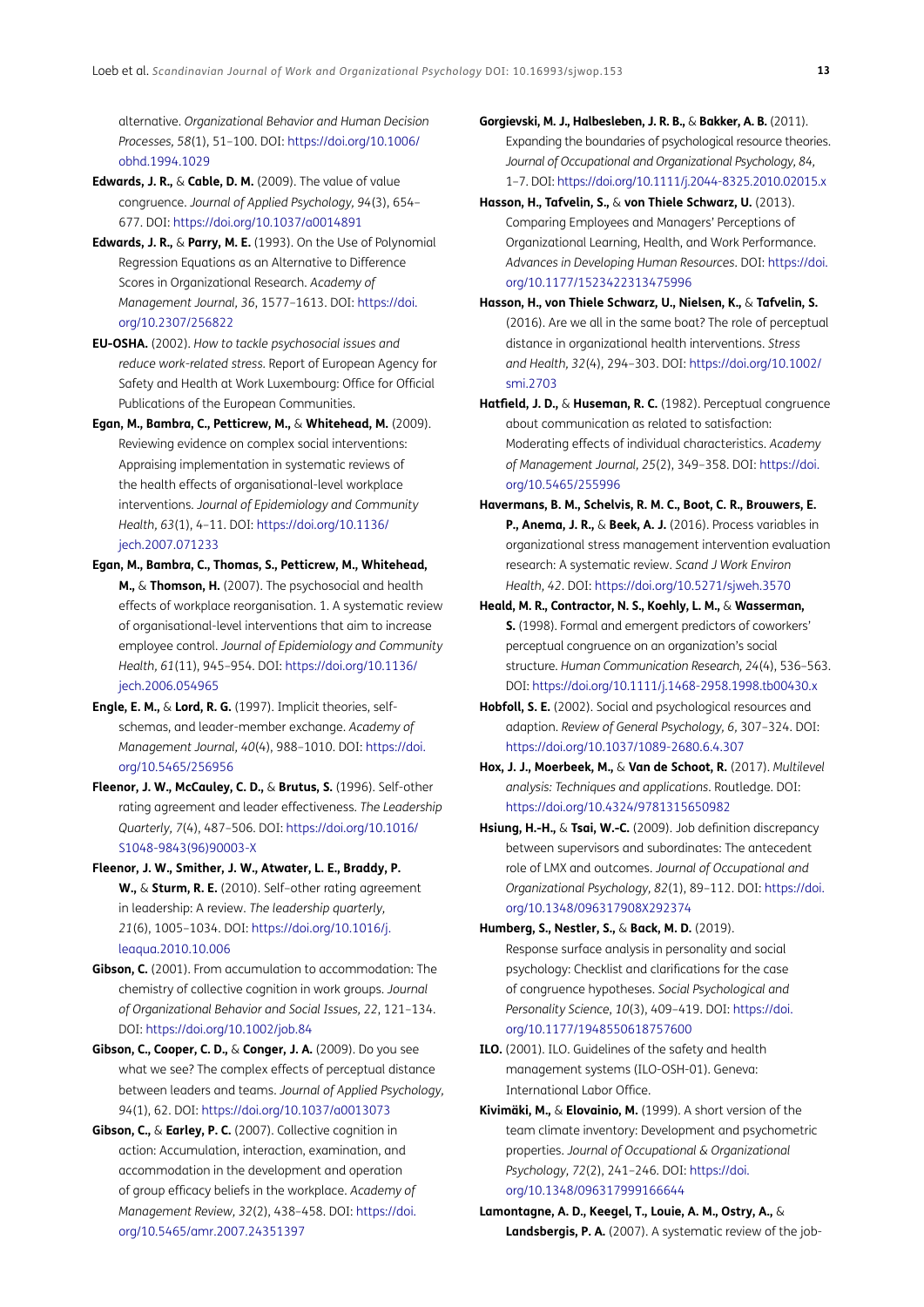alternative. *Organizational Behavior and Human Decision Processes, 58*(1), 51–100. DOI: https://doi.org/10.1006/obhd.1994.1029

**Edwards, J. R.,** & **Cable, D. M.** (2009). The value of value congruence. *Journal of Applied Psychology, 94*(3), 654–677. DOI: https://doi.org/10.1037/a0014891

**Edwards, J. R.,** & **Parry, M. E.** (1993). On the Use of Polynomial Regression Equations as an Alternative to Difference Scores in Organizational Research. *Academy of Management Journal, 36*, 1577–1613. DOI: https://doi.org/10.2307/256822

**EU-OSHA.** (2002). *How to tackle psychosocial issues and reduce work-related stress*. Report of European Agency for Safety and Health at Work Luxembourg: Office for Official Publications of the European Communities.

**Egan, M., Bambra, C., Petticrew, M.,** & **Whitehead, M.** (2009). Reviewing evidence on complex social interventions: Appraising implementation in systematic reviews of the health effects of organisational-level workplace interventions. *Journal of Epidemiology and Community Health, 63*(1), 4–11. DOI: https://doi.org/10.1136/jech.2007.071233

**Egan, M., Bambra, C., Thomas, S., Petticrew, M., Whitehead, M.,** & **Thomson, H.** (2007). The psychosocial and health effects of workplace reorganisation. 1. A systematic review of organisational-level interventions that aim to increase employee control. *Journal of Epidemiology and Community Health, 61*(11), 945–954. DOI: https://doi.org/10.1136/jech.2006.054965

**Engle, E. M.,** & **Lord, R. G.** (1997). Implicit theories, self-schemas, and leader-member exchange. *Academy of Management Journal, 40*(4), 988–1010. DOI: https://doi.org/10.5465/256956

**Fleenor, J. W., McCauley, C. D.,** & **Brutus, S.** (1996). Self-other rating agreement and leader effectiveness. *The Leadership Quarterly, 7*(4), 487–506. DOI: https://doi.org/10.1016/S1048-9843(96)90003-X

**Fleenor, J. W., Smither, J. W., Atwater, L. E., Braddy, P. W.,** & **Sturm, R. E.** (2010). Self–other rating agreement in leadership: A review. *The leadership quarterly, 21*(6), 1005–1034. DOI: https://doi.org/10.1016/j.leaqua.2010.10.006

**Gibson, C.** (2001). From accumulation to accommodation: The chemistry of collective cognition in work groups. *Journal of Organizational Behavior and Social Issues, 22*, 121–134. DOI: https://doi.org/10.1002/job.84

**Gibson, C., Cooper, C. D.,** & **Conger, J. A.** (2009). Do you see what we see? The complex effects of perceptual distance between leaders and teams. *Journal of Applied Psychology, 94*(1), 62. DOI: https://doi.org/10.1037/a0013073

**Gibson, C.,** & **Earley, P. C.** (2007). Collective cognition in action: Accumulation, interaction, examination, and accommodation in the development and operation of group efficacy beliefs in the workplace. *Academy of Management Review, 32*(2), 438–458. DOI: https://doi.org/10.5465/amr.2007.24351397

**Gorgievski, M. J., Halbesleben, J. R. B.,** & **Bakker, A. B.** (2011). Expanding the boundaries of psychological resource theories. *Journal of Occupational and Organizational Psychology, 84*, 1–7. DOI: https://doi.org/10.1111/j.2044-8325.2010.02015.x

**Hasson, H., Tafvelin, S.,** & **von Thiele Schwarz, U.** (2013). Comparing Employees and Managers' Perceptions of Organizational Learning, Health, and Work Performance. *Advances in Developing Human Resources*. DOI: https://doi.org/10.1177/1523422313475996

**Hasson, H., von Thiele Schwarz, U., Nielsen, K.,** & **Tafvelin, S.** (2016). Are we all in the same boat? The role of perceptual distance in organizational health interventions. *Stress and Health, 32*(4), 294–303. DOI: https://doi.org/10.1002/smi.2703

**Hatfield, J. D.,** & **Huseman, R. C.** (1982). Perceptual congruence about communication as related to satisfaction: Moderating effects of individual characteristics. *Academy of Management Journal, 25*(2), 349–358. DOI: https://doi.org/10.5465/255996

**Havermans, B. M., Schelvis, R. M. C., Boot, C. R., Brouwers, E. P., Anema, J. R.,** & **Beek, A. J.** (2016). Process variables in organizational stress management intervention evaluation research: A systematic review. *Scand J Work Environ Health, 42*. DOI: https://doi.org/10.5271/sjweh.3570

**Heald, M. R., Contractor, N. S., Koehly, L. M.,** & **Wasserman, S.** (1998). Formal and emergent predictors of coworkers' perceptual congruence on an organization's social structure. *Human Communication Research, 24*(4), 536–563. DOI: https://doi.org/10.1111/j.1468-2958.1998.tb00430.x

**Hobfoll, S. E.** (2002). Social and psychological resources and adaption. *Review of General Psychology, 6*, 307–324. DOI: https://doi.org/10.1037/1089-2680.6.4.307

**Hox, J. J., Moerbeek, M.,** & **Van de Schoot, R.** (2017). *Multilevel analysis: Techniques and applications*. Routledge. DOI: https://doi.org/10.4324/9781315650982

**Hsiung, H.-H.,** & **Tsai, W.-C.** (2009). Job definition discrepancy between supervisors and subordinates: The antecedent role of LMX and outcomes. *Journal of Occupational and Organizational Psychology, 82*(1), 89–112. DOI: https://doi.org/10.1348/096317908X292374

**Humberg, S., Nestler, S.,** & **Back, M. D.** (2019). Response surface analysis in personality and social psychology: Checklist and clarifications for the case of congruence hypotheses. *Social Psychological and Personality Science, 10*(3), 409–419. DOI: https://doi.org/10.1177/1948550618757600

**ILO.** (2001). ILO. Guidelines of the safety and health management systems (ILO-OSH-01). Geneva: International Labor Office.

**Kivimäki, M.,** & **Elovainio, M.** (1999). A short version of the team climate inventory: Development and psychometric properties. *Journal of Occupational & Organizational Psychology, 72*(2), 241–246. DOI: https://doi.org/10.1348/096317999166644

**Lamontagne, A. D., Keegel, T., Louie, A. M., Ostry, A.,** & **Landsbergis, P. A.** (2007). A systematic review of the job-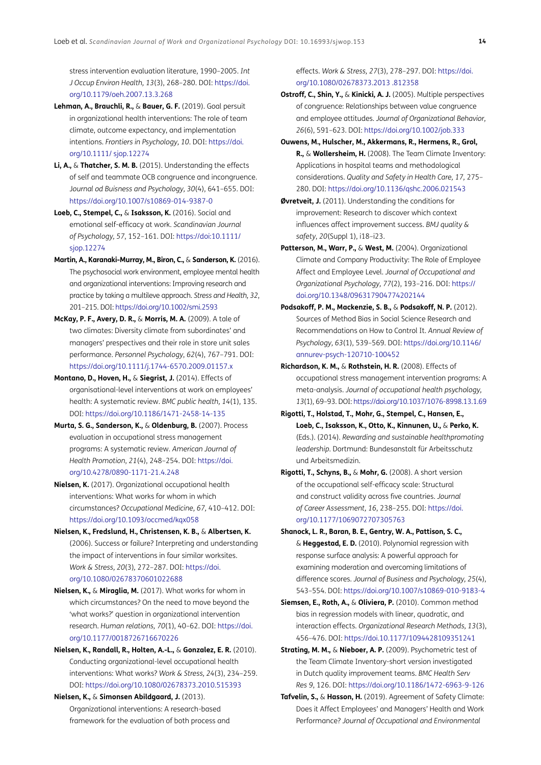stress intervention evaluation literature, 1990–2005. *Int J Occup Environ Health, 13*(3), 268–280. DOI: https://doi.org/10.1179/oeh.2007.13.3.268

**Lehman, A., Brauchli, R.,** & **Bauer, G. F.** (2019). Goal persuit in organizational health interventions: The role of team climate, outcome expectancy, and implementation intentions. *Frontiers in Psychology, 10*. DOI: https://doi.org/10.1111/ sjop.12274

**Li, A.,** & **Thatcher, S. M. B.** (2015). Understanding the effects of self and teammate OCB congruence and incongruence. *Journal od Buisness and Psychology, 30*(4), 641–655. DOI: https://doi.org/10.1007/s10869-014-9387-0

**Loeb, C., Stempel, C.,** & **Isaksson, K.** (2016). Social and emotional self-efficacy at work. *Scandinavian Journal of Psychology, 57*, 152–161. DOI: https://doi:10.1111/sjop.12274

**Martin, A., Karanaki-Murray, M., Biron, C.,** & **Sanderson, K.** (2016). The psychosocial work environment, employee mental health and organizational interventions: Improving research and practice by taking a multileve approach. *Stress and Health, 32*, 201–215. DOI: https://doi.org/10.1002/smi.2593

**McKay, P. F., Avery, D. R.,** & **Morris, M. A.** (2009). A tale of two climates: Diversity climate from subordinates' and managers' prespectives and their role in store unit sales performance. *Personnel Psychology, 62*(4), 767–791. DOI: https://doi.org/10.1111/j.1744-6570.2009.01157.x

**Montano, D., Hoven, H.,** & **Siegrist, J.** (2014). Effects of organisational-level interventions at work on employees' health: A systematic review. *BMC public health, 14*(1), 135. DOI: https://doi.org/10.1186/1471-2458-14-135

**Murta, S. G., Sanderson, K.,** & **Oldenburg, B.** (2007). Process evaluation in occupational stress management programs: A systematic review. *American Journal of Health Promotion, 21*(4), 248–254. DOI: https://doi.org/10.4278/0890-1171-21.4.248

**Nielsen, K.** (2017). Organizational occupational health interventions: What works for whom in which circumstances? *Occupational Medicine, 67*, 410–412. DOI: https://doi.org/10.1093/occmed/kqx058

**Nielsen, K., Fredslund, H., Christensen, K. B.,** & **Albertsen, K.** (2006). Success or failure? Interpreting and understanding the impact of interventions in four similar worksites. *Work & Stress, 20*(3), 272–287. DOI: https://doi.org/10.1080/02678370601022688

**Nielsen, K.,** & **Miraglia, M.** (2017). What works for whom in which circumstances? On the need to move beyond the 'what works?' question in organizational intervention research. *Human relations, 70*(1), 40–62. DOI: https://doi.org/10.1177/0018726716670226

**Nielsen, K., Randall, R., Holten, A.-L.,** & **Gonzalez, E. R.** (2010). Conducting organizational-level occupational health interventions: What works? *Work & Stress, 24*(3), 234–259. DOI: https://doi.org/10.1080/02678373.2010.515393

**Nielsen, K.,** & **Simonsen Abildgaard, J.** (2013). Organizational interventions: A research-based framework for the evaluation of both process and effects. *Work & Stress, 27*(3), 278–297. DOI: https://doi.org/10.1080/02678373.2013 .812358

**Ostroff, C., Shin, Y.,** & **Kinicki, A. J.** (2005). Multiple perspectives of congruence: Relationships between value congruence and employee attitudes. *Journal of Organizational Behavior, 26*(6), 591–623. DOI: https://doi.org/10.1002/job.333

**Ouwens, M., Hulscher, M., Akkermans, R., Hermens, R., Grol, R.,** & **Wollersheim, H.** (2008). The Team Climate Inventory: Applications in hospital teams and methodological considerations. *Quality and Safety in Health Care, 17*, 275–280. DOI: https://doi.org/10.1136/qshc.2006.021543

**Øvretveit, J.** (2011). Understanding the conditions for improvement: Research to discover which context influences affect improvement success. *BMJ quality & safety, 20*(Suppl 1), i18–i23.

**Patterson, M., Warr, P.,** & **West, M.** (2004). Organizational Climate and Company Productivity: The Role of Employee Affect and Employee Level. *Journal of Occupational and Organizational Psychology, 77*(2), 193–216. DOI: https://doi.org/10.1348/096317904774202144

**Podsakoff, P. M., Mackenzie, S. B.,** & **Podsakoff, N. P.** (2012). Sources of Method Bias in Social Science Research and Recommendations on How to Control It. *Annual Review of Psychology, 63*(1), 539–569. DOI: https://doi.org/10.1146/annurev-psych-120710-100452

**Richardson, K. M.,** & **Rothstein, H. R.** (2008). Effects of occupational stress management intervention programs: A meta-analysis. *Journal of occupational health psychology, 13*(1), 69–93. DOI: https://doi.org/10.1037/1076-8998.13.1.69

**Rigotti, T., Holstad, T., Mohr, G., Stempel, C., Hansen, E., Loeb, C., Isaksson, K., Otto, K., Kinnunen, U.,** & **Perko, K.** (Eds.). (2014). *Rewarding and sustainable healthpromoting leadership*. Dortmund: Bundesanstalt für Arbeitsschutz und Arbeitsmedizin.

**Rigotti, T., Schyns, B.,** & **Mohr, G.** (2008). A short version of the occupational self-efficacy scale: Structural and construct validity across five countries. *Journal of Career Assessment, 16*, 238–255. DOI: https://doi.org/10.1177/1069072707305763

**Shanock, L. R., Baran, B. E., Gentry, W. A., Pattison, S. C.,** & **Heggestad, E. D.** (2010). Polynomial regression with response surface analysis: A powerful approach for examining moderation and overcoming limitations of difference scores. *Journal of Business and Psychology, 25*(4), 543–554. DOI: https://doi.org/10.1007/s10869-010-9183-4

**Siemsen, E., Roth, A.,** & **Oliviera, P.** (2010). Common method bias in regression models with linear, quadratic, and interaction effects. *Organizational Research Methods, 13*(3), 456–476. DOI: https://doi.10.1177/1094428109351241

**Strating, M. M.,** & **Nieboer, A. P.** (2009). Psychometric test of the Team Climate Inventory-short version investigated in Dutch quality improvement teams. *BMC Health Serv Res 9*, 126. DOI: https://doi.org/10.1186/1472-6963-9-126

**Tafvelin, S.,** & **Hasson, H.** (2019). Agreement of Safety Climate: Does it Affect Employees' and Managers' Health and Work Performance? *Journal of Occupational and Environmental*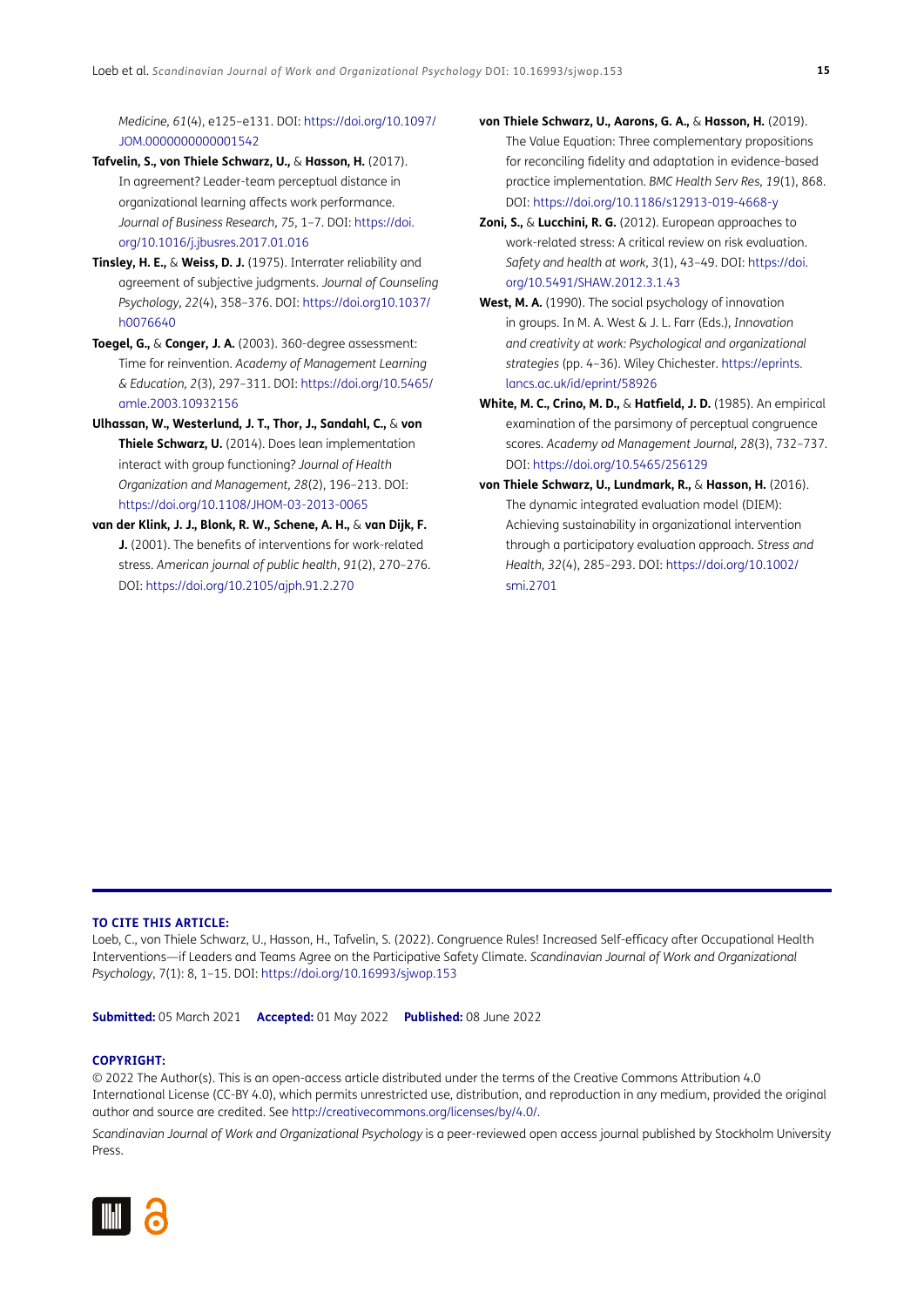*Medicine, 61*(4), e125–e131. DOI: https://doi.org/10.1097/JOM.0000000000001542

**Tafvelin, S., von Thiele Schwarz, U.,** & **Hasson, H.** (2017). In agreement? Leader-team perceptual distance in organizational learning affects work performance. *Journal of Business Research, 75*, 1–7. DOI: https://doi.org/10.1016/j.jbusres.2017.01.016

**Tinsley, H. E.,** & **Weiss, D. J.** (1975). Interrater reliability and agreement of subjective judgments. *Journal of Counseling Psychology, 22*(4), 358–376. DOI: https://doi.org10.1037/h0076640

**Toegel, G.,** & **Conger, J. A.** (2003). 360-degree assessment: Time for reinvention. *Academy of Management Learning & Education, 2*(3), 297–311. DOI: https://doi.org/10.5465/amle.2003.10932156

**Ulhassan, W., Westerlund, J. T., Thor, J., Sandahl, C.,** & **von Thiele Schwarz, U.** (2014). Does lean implementation interact with group functioning? *Journal of Health Organization and Management, 28*(2), 196–213. DOI: https://doi.org/10.1108/JHOM-03-2013-0065

**van der Klink, J. J., Blonk, R. W., Schene, A. H.,** & **van Dijk, F. J.** (2001). The benefits of interventions for work-related stress. *American journal of public health, 91*(2), 270–276. DOI: https://doi.org/10.2105/ajph.91.2.270

**von Thiele Schwarz, U., Aarons, G. A.,** & **Hasson, H.** (2019). The Value Equation: Three complementary propositions for reconciling fidelity and adaptation in evidence-based practice implementation. *BMC Health Serv Res, 19*(1), 868. DOI: https://doi.org/10.1186/s12913-019-4668-y

**Zoni, S.,** & **Lucchini, R. G.** (2012). European approaches to work-related stress: A critical review on risk evaluation. *Safety and health at work, 3*(1), 43–49. DOI: https://doi.org/10.5491/SHAW.2012.3.1.43

**West, M. A.** (1990). The social psychology of innovation in groups. In M. A. West & J. L. Farr (Eds.), *Innovation and creativity at work: Psychological and organizational strategies* (pp. 4–36). Wiley Chichester. https://eprints.lancs.ac.uk/id/eprint/58926

**White, M. C., Crino, M. D.,** & **Hatfield, J. D.** (1985). An empirical examination of the parsimony of perceptual congruence scores. *Academy od Management Journal, 28*(3), 732–737. DOI: https://doi.org/10.5465/256129

**von Thiele Schwarz, U., Lundmark, R.,** & **Hasson, H.** (2016). The dynamic integrated evaluation model (DIEM): Achieving sustainability in organizational intervention through a participatory evaluation approach. *Stress and Health, 32*(4), 285–293. DOI: https://doi.org/10.1002/smi.2701

**TO CITE THIS ARTICLE:**

Loeb, C., von Thiele Schwarz, U., Hasson, H., Tafvelin, S. (2022). Congruence Rules! Increased Self-efficacy after Occupational Health Interventions—if Leaders and Teams Agree on the Participative Safety Climate. *Scandinavian Journal of Work and Organizational Psychology*, 7(1): 8, 1–15. DOI: https://doi.org/10.16993/sjwop.153

**Submitted:** 05 March 2021 **Accepted:** 01 May 2022 **Published:** 08 June 2022

**COPYRIGHT:**

© 2022 The Author(s). This is an open-access article distributed under the terms of the Creative Commons Attribution 4.0 International License (CC-BY 4.0), which permits unrestricted use, distribution, and reproduction in any medium, provided the original author and source are credited. See http://creativecommons.org/licenses/by/4.0/.

*Scandinavian Journal of Work and Organizational Psychology* is a peer-reviewed open access journal published by Stockholm University Press.